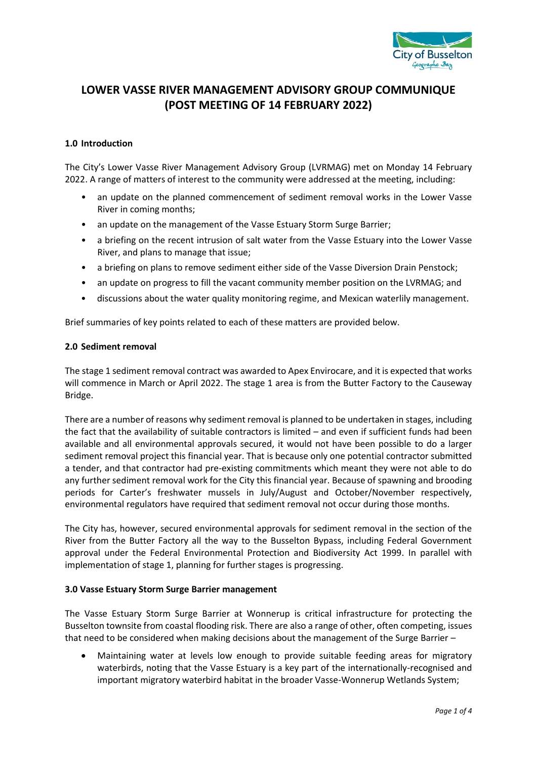# LOWER VASSE RIVER MANAGEMENT ADVISORY GROUP COMMUNIQUE (POST MEETING OF 14 FEBRUARY 2022)

## 1.0 Introduction

The City's Lower Vasse River Management Advisory Group (LVRMAG) met on Monday 14 February 2022. A range of matters of interest to the community were addressed at the meeting, including:

- an update on the planned commencement of sediment removal works in the Lower Vasse River in coming months;
- an update on the management of the Vasse Estuary Storm Surge Barrier;
- a briefing on the recent intrusion of salt water from the Vasse Estuary into the Lower Vasse River, and plans to manage that issue;
- a briefing on plans to remove sediment either side of the Vasse Diversion Drain Penstock;
- an update on progress to fill the vacant community member position on the LVRMAG; and
- discussions about the water quality monitoring regime, and Mexican waterlily management.

Brief summaries of key points related to each of these matters are provided below.

## 2.0 Sediment removal

The stage 1 sediment removal contract was awarded to Apex Envirocare, and it is expected that works will commence in March or April 2022. The stage 1 area is from the Butter Factory to the Causeway Bridge.

There are a number of reasons why sediment removal is planned to be undertaken in stages, including the fact that the availability of suitable contractors is limited – and even if sufficient funds had been available and all environmental approvals secured, it would not have been possible to do a larger sediment removal project this financial year. That is because only one potential contractor submitted a tender, and that contractor had pre-existing commitments which meant they were not able to do any further sediment removal work for the City this financial year. Because of spawning and brooding periods for Carter's freshwater mussels in July/August and October/November respectively, environmental regulators have required that sediment removal not occur during those months.

The City has, however, secured environmental approvals for sediment removal in the section of the River from the Butter Factory all the way to the Busselton Bypass, including Federal Government approval under the Federal Environmental Protection and Biodiversity Act 1999. In parallel with implementation of stage 1, planning for further stages is progressing.

## 3.0 Vasse Estuary Storm Surge Barrier management

The Vasse Estuary Storm Surge Barrier at Wonnerup is critical infrastructure for protecting the Busselton townsite from coastal flooding risk. There are also a range of other, often competing, issues that need to be considered when making decisions about the management of the Surge Barrier –

- Maintaining water at levels low enough to provide suitable feeding areas for migratory waterbirds, noting that the Vasse Estuary is a key part of the internationally-recognised and important migratory waterbird habitat in the broader Vasse-Wonnerup Wetlands System;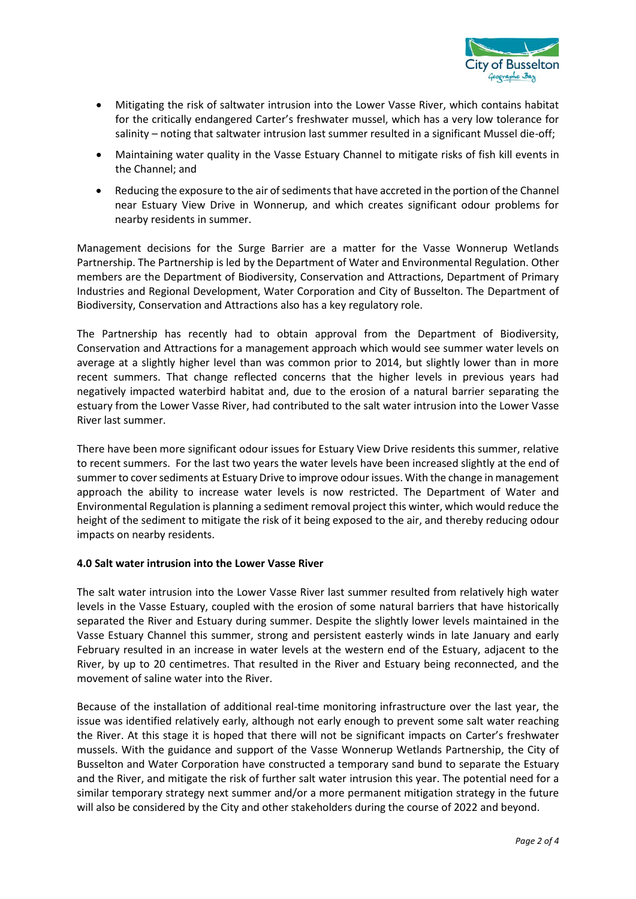- Mitigating the risk of saltwater intrusion into the Lower Vasse River, which contains habitat for the critically endangered Carter's freshwater mussel, which has a very low tolerance for salinity – noting that saltwater intrusion last summer resulted in a significant Mussel die-off;
- Maintaining water quality in the Vasse Estuary Channel to mitigate risks of fish kill events in the Channel; and
- Reducing the exposure to the air of sediments that have accreted in the portion of the Channel near Estuary View Drive in Wonnerup, and which creates significant odour problems for nearby residents in summer.

Management decisions for the Surge Barrier are a matter for the Vasse Wonnerup Wetlands Partnership. The Partnership is led by the Department of Water and Environmental Regulation. Other members are the Department of Biodiversity, Conservation and Attractions, Department of Primary Industries and Regional Development, Water Corporation and City of Busselton. The Department of Biodiversity, Conservation and Attractions also has a key regulatory role.

The Partnership has recently had to obtain approval from the Department of Biodiversity, Conservation and Attractions for a management approach which would see summer water levels on average at a slightly higher level than was common prior to 2014, but slightly lower than in more recent summers. That change reflected concerns that the higher levels in previous years had negatively impacted waterbird habitat and, due to the erosion of a natural barrier separating the estuary from the Lower Vasse River, had contributed to the salt water intrusion into the Lower Vasse River last summer.

There have been more significant odour issues for Estuary View Drive residents this summer, relative to recent summers. For the last two years the water levels have been increased slightly at the end of summer to cover sediments at Estuary Drive to improve odour issues. With the change in management approach the ability to increase water levels is now restricted. The Department of Water and Environmental Regulation is planning a sediment removal project this winter, which would reduce the height of the sediment to mitigate the risk of it being exposed to the air, and thereby reducing odour impacts on nearby residents.

**4.0 Salt water intrusion into the Lower Vasse River**

The salt water intrusion into the Lower Vasse River last summer resulted from relatively high water levels in the Vasse Estuary, coupled with the erosion of some natural barriers that have historically separated the River and Estuary during summer. Despite the slightly lower levels maintained in the Vasse Estuary Channel this summer, strong and persistent easterly winds in late January and early February resulted in an increase in water levels at the western end of the Estuary, adjacent to the River, by up to 20 centimetres. That resulted in the River and Estuary being reconnected, and the movement of saline water into the River.

Because of the installation of additional real-time monitoring infrastructure over the last year, the issue was identified relatively early, although not early enough to prevent some salt water reaching the River. At this stage it is hoped that there will not be significant impacts on Carter's freshwater mussels. With the guidance and support of the Vasse Wonnerup Wetlands Partnership, the City of Busselton and Water Corporation have constructed a temporary sand bund to separate the Estuary and the River, and mitigate the risk of further salt water intrusion this year. The potential need for a similar temporary strategy next summer and/or a more permanent mitigation strategy in the future will also be considered by the City and other stakeholders during the course of 2022 and beyond.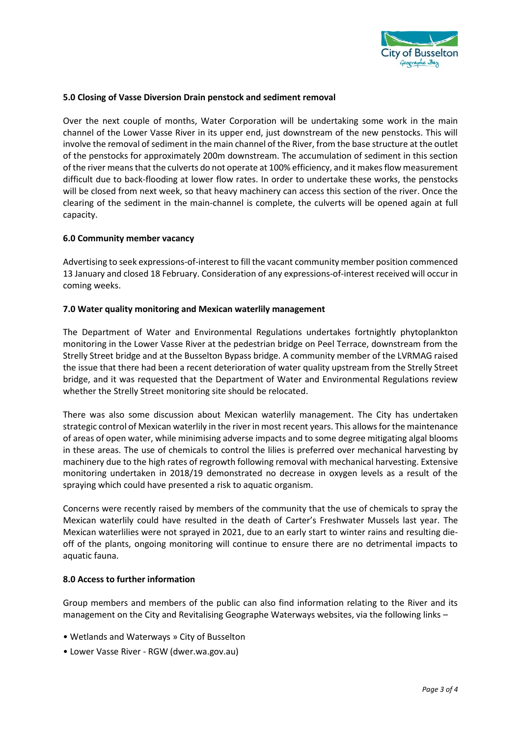### 5.0 Closing of Vasse Diversion Drain penstock and sediment removal

Over the next couple of months, Water Corporation will be undertaking some work in the main channel of the Lower Vasse River in its upper end, just downstream of the new penstocks. This will involve the removal of sediment in the main channel of the River, from the base structure at the outlet of the penstocks for approximately 200m downstream. The accumulation of sediment in this section of the river means that the culverts do not operate at 100% efficiency, and it makes flow measurement difficult due to back-flooding at lower flow rates. In order to undertake these works, the penstocks will be closed from next week, so that heavy machinery can access this section of the river. Once the clearing of the sediment in the main-channel is complete, the culverts will be opened again at full capacity.

### 6.0 Community member vacancy

Advertising to seek expressions-of-interest to fill the vacant community member position commenced 13 January and closed 18 February. Consideration of any expressions-of-interest received will occur in coming weeks.

### 7.0 Water quality monitoring and Mexican waterlily management

The Department of Water and Environmental Regulations undertakes fortnightly phytoplankton monitoring in the Lower Vasse River at the pedestrian bridge on Peel Terrace, downstream from the Strelly Street bridge and at the Busselton Bypass bridge. A community member of the LVRMAG raised the issue that there had been a recent deterioration of water quality upstream from the Strelly Street bridge, and it was requested that the Department of Water and Environmental Regulations review whether the Strelly Street monitoring site should be relocated.

There was also some discussion about Mexican waterlily management. The City has undertaken strategic control of Mexican waterlily in the river in most recent years. This allows for the maintenance of areas of open water, while minimising adverse impacts and to some degree mitigating algal blooms in these areas. The use of chemicals to control the lilies is preferred over mechanical harvesting by machinery due to the high rates of regrowth following removal with mechanical harvesting. Extensive monitoring undertaken in 2018/19 demonstrated no decrease in oxygen levels as a result of the spraying which could have presented a risk to aquatic organism.

Concerns were recently raised by members of the community that the use of chemicals to spray the Mexican waterlily could have resulted in the death of Carter's Freshwater Mussels last year. The Mexican waterlilies were not sprayed in 2021, due to an early start to winter rains and resulting die-off of the plants, ongoing monitoring will continue to ensure there are no detrimental impacts to aquatic fauna.

### 8.0 Access to further information

Group members and members of the public can also find information relating to the River and its management on the City and Revitalising Geographe Waterways websites, via the following links –

- Wetlands and Waterways » City of Busselton
- Lower Vasse River - RGW (dwer.wa.gov.au)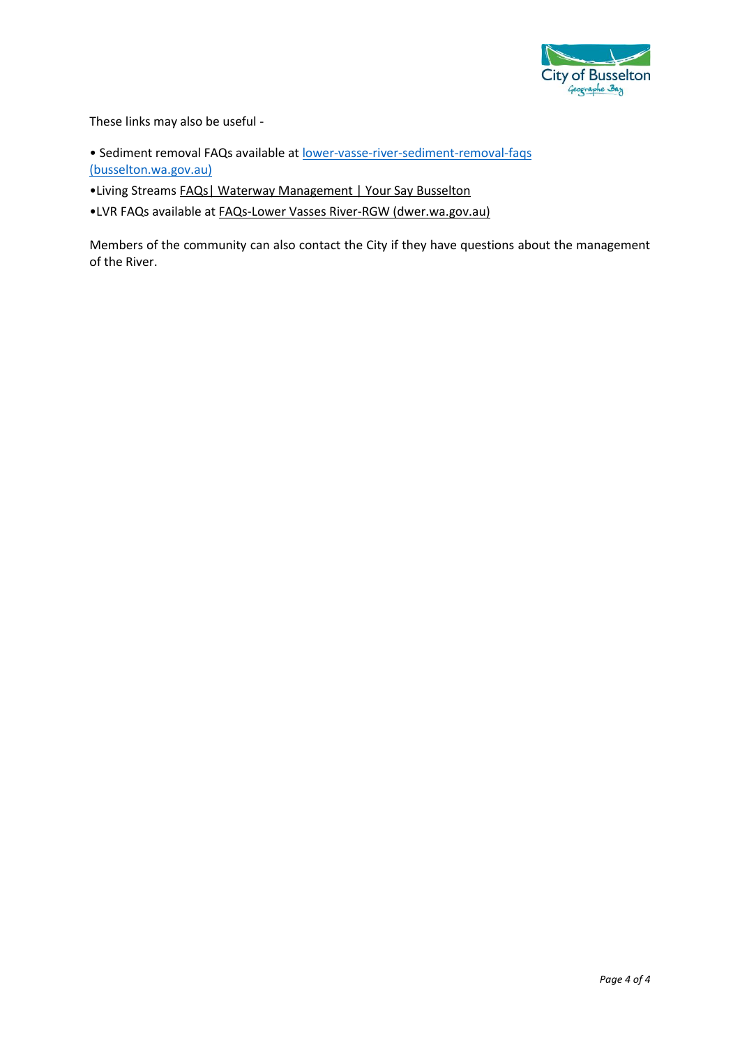These links may also be useful -

- Sediment removal FAQs available at lower-vasse-river-sediment-removal-faqs (busselton.wa.gov.au)
- Living Streams FAQs| Waterway Management | Your Say Busselton
- LVR FAQs available at FAQs-Lower Vasses River-RGW (dwer.wa.gov.au)

Members of the community can also contact the City if they have questions about the management of the River.